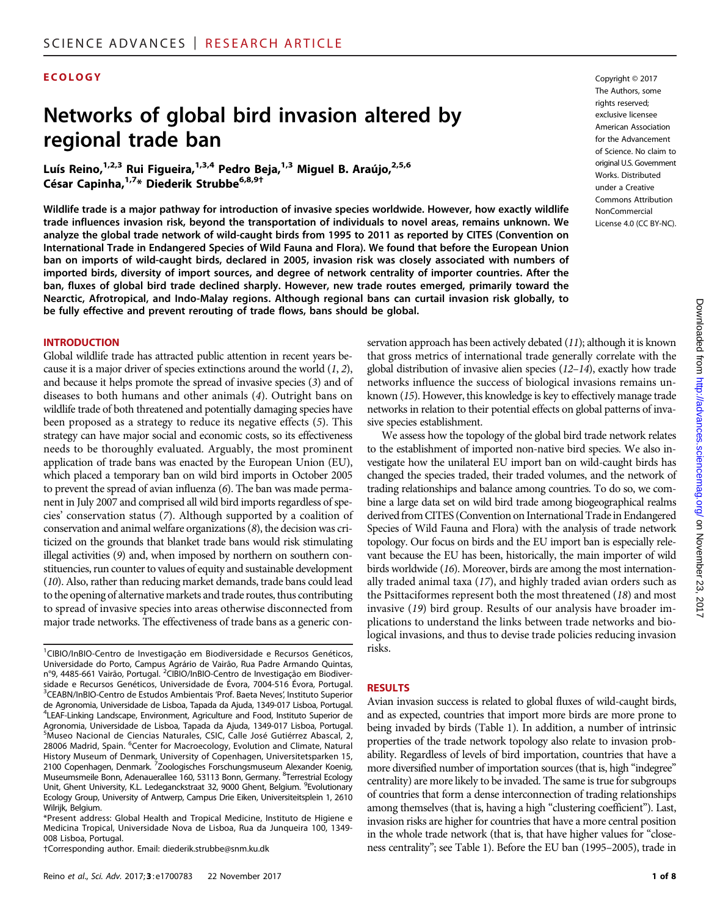ECOLOGY

# Networks of global bird invasion altered by regional trade ban

Luís Reino,[1,2,3] Rui Figueira,[1,3,4] Pedro Beja,[1,3] Miguel B. Araújo,[2,5,6] César Capinha,[1,7]* Diederik Strubbe[6,8,9]†

Copyright © 2017 The Authors, some rights reserved; exclusive licensee American Association for the Advancement of Science. No claim to original U.S. Government Works. Distributed under a Creative Commons Attribution NonCommercial License 4.0 (CC BY-NC).

**Wildlife trade is a major pathway for introduction of invasive species worldwide. However, how exactly wildlife trade influences invasion risk, beyond the transportation of individuals to novel areas, remains unknown. We analyze the global trade network of wild-caught birds from 1995 to 2011 as reported by CITES (Convention on International Trade in Endangered Species of Wild Fauna and Flora). We found that before the European Union ban on imports of wild-caught birds, declared in 2005, invasion risk was closely associated with numbers of imported birds, diversity of import sources, and degree of network centrality of importer countries. After the ban, fluxes of global bird trade declined sharply. However, new trade routes emerged, primarily toward the Nearctic, Afrotropical, and Indo-Malay regions. Although regional bans can curtail invasion risk globally, to be fully effective and prevent rerouting of trade flows, bans should be global.**

## INTRODUCTION

Global wildlife trade has attracted public attention in recent years because it is a major driver of species extinctions around the world (*1*, *2*), and because it helps promote the spread of invasive species (*3*) and of diseases to both humans and other animals (*4*). Outright bans on wildlife trade of both threatened and potentially damaging species have been proposed as a strategy to reduce its negative effects (*5*). This strategy can have major social and economic costs, so its effectiveness needs to be thoroughly evaluated. Arguably, the most prominent application of trade bans was enacted by the European Union (EU), which placed a temporary ban on wild bird imports in October 2005 to prevent the spread of avian influenza (*6*). The ban was made permanent in July 2007 and comprised all wild bird imports regardless of species' conservation status (*7*). Although supported by a coalition of conservation and animal welfare organizations (*8*), the decision was criticized on the grounds that blanket trade bans would risk stimulating illegal activities (*9*) and, when imposed by northern on southern constituencies, run counter to values of equity and sustainable development (*10*). Also, rather than reducing market demands, trade bans could lead to the opening of alternative markets and trade routes, thus contributing to spread of invasive species into areas otherwise disconnected from major trade networks. The effectiveness of trade bans as a generic conservation approach has been actively debated (*11*); although it is known that gross metrics of international trade generally correlate with the global distribution of invasive alien species (*12*–*14*), exactly how trade networks influence the success of biological invasions remains unknown (*15*). However, this knowledge is key to effectively manage trade networks in relation to their potential effects on global patterns of invasive species establishment.

We assess how the topology of the global bird trade network relates to the establishment of imported non-native bird species. We also investigate how the unilateral EU import ban on wild-caught birds has changed the species traded, their traded volumes, and the network of trading relationships and balance among countries. To do so, we combine a large data set on wild bird trade among biogeographical realms derived from CITES (Convention on International Trade in Endangered Species of Wild Fauna and Flora) with the analysis of trade network topology. Our focus on birds and the EU import ban is especially relevant because the EU has been, historically, the main importer of wild birds worldwide (*16*). Moreover, birds are among the most internationally traded animal taxa (*17*), and highly traded avian orders such as the Psittaciformes represent both the most threatened (*18*) and most invasive (*19*) bird group. Results of our analysis have broader implications to understand the links between trade networks and biological invasions, and thus to devise trade policies reducing invasion risks.

## RESULTS

Avian invasion success is related to global fluxes of wild-caught birds, and as expected, countries that import more birds are more prone to being invaded by birds (Table 1). In addition, a number of intrinsic properties of the trade network topology also relate to invasion probability. Regardless of levels of bird importation, countries that have a more diversified number of importation sources (that is, high "indegree" centrality) are more likely to be invaded. The same is true for subgroups of countries that form a dense interconnection of trading relationships among themselves (that is, having a high "clustering coefficient"). Last, invasion risks are higher for countries that have a more central position in the whole trade network (that is, that have higher values for "closeness centrality"; see Table 1). Before the EU ban (1995–2005), trade in

---

[1]CIBIO/InBIO-Centro de Investigação em Biodiversidade e Recursos Genéticos, Universidade do Porto, Campus Agrário de Vairão, Rua Padre Armando Quintas, n°9, 4485-661 Vairão, Portugal. [2]CIBIO/InBIO-Centro de Investigação em Biodiversidade e Recursos Genéticos, Universidade de Évora, 7004-516 Évora, Portugal. [3]CEABN/InBIO-Centro de Estudos Ambientais 'Prof. Baeta Neves', Instituto Superior de Agronomia, Universidade de Lisboa, Tapada da Ajuda, 1349-017 Lisboa, Portugal. [4]LEAF-Linking Landscape, Environment, Agriculture and Food, Instituto Superior de Agronomia, Universidade de Lisboa, Tapada da Ajuda, 1349-017 Lisboa, Portugal. [5]Museo Nacional de Ciencias Naturales, CSIC, Calle José Gutiérrez Abascal, 2, 28006 Madrid, Spain. [6]Center for Macroecology, Evolution and Climate, Natural History Museum of Denmark, University of Copenhagen, Universitetsparken 15, 2100 Copenhagen, Denmark. [7]Zoologisches Forschungsmuseum Alexander Koenig, Museumsmeile Bonn, Adenauerallee 160, 53113 Bonn, Germany. [8]Terrestrial Ecology Unit, Ghent University, K.L. Ledeganckstraat 32, 9000 Ghent, Belgium. [9]Evolutionary Ecology Group, University of Antwerp, Campus Drie Eiken, Universiteitsplein 1, 2610 Wilrijk, Belgium.

*Present address: Global Health and Tropical Medicine, Instituto de Higiene e Medicina Tropical, Universidade Nova de Lisboa, Rua da Junqueira 100, 1349-008 Lisboa, Portugal.

†Corresponding author. Email: diederik.strubbe@snm.ku.dk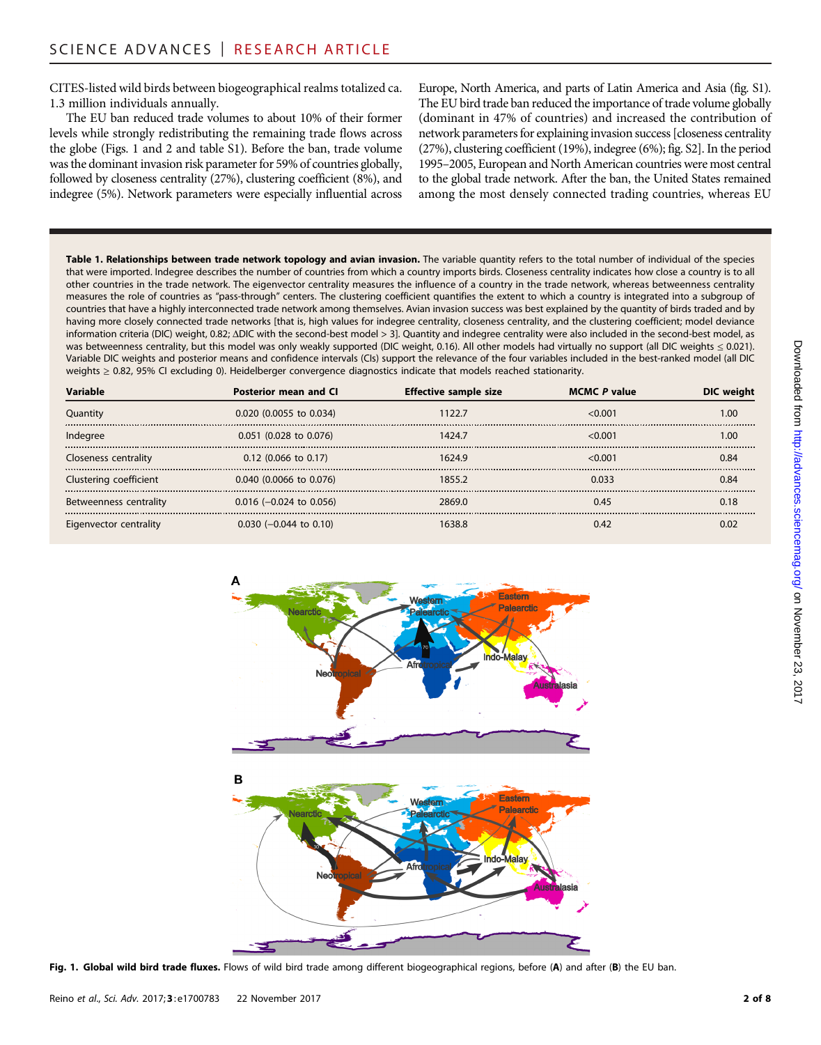CITES-listed wild birds between biogeographical realms totalized ca. 1.3 million individuals annually.

The EU ban reduced trade volumes to about 10% of their former levels while strongly redistributing the remaining trade flows across the globe (Figs. 1 and 2 and table S1). Before the ban, trade volume was the dominant invasion risk parameter for 59% of countries globally, followed by closeness centrality (27%), clustering coefficient (8%), and indegree (5%). Network parameters were especially influential across Europe, North America, and parts of Latin America and Asia (fig. S1). The EU bird trade ban reduced the importance of trade volume globally (dominant in 47% of countries) and increased the contribution of network parameters for explaining invasion success [closeness centrality (27%), clustering coefficient (19%), indegree (6%); fig. S2]. In the period 1995–2005, European and North American countries were most central to the global trade network. After the ban, the United States remained among the most densely connected trading countries, whereas EU

**Table 1. Relationships between trade network topology and avian invasion.** The variable quantity refers to the total number of individual of the species that were imported. Indegree describes the number of countries from which a country imports birds. Closeness centrality indicates how close a country is to all other countries in the trade network. The eigenvector centrality measures the influence of a country in the trade network, whereas betweenness centrality measures the role of countries as "pass-through" centers. The clustering coefficient quantifies the extent to which a country is integrated into a subgroup of countries that have a highly interconnected trade network among themselves. Avian invasion success was best explained by the quantity of birds traded and by having more closely connected trade networks [that is, high values for indegree centrality, closeness centrality, and the clustering coefficient; model deviance information criteria (DIC) weight, 0.82; ΔDIC with the second-best model > 3]. Quantity and indegree centrality were also included in the second-best model, as was betweenness centrality, but this model was only weakly supported (DIC weight, 0.16). All other models had virtually no support (all DIC weights ≤ 0.021). Variable DIC weights and posterior means and confidence intervals (CIs) support the relevance of the four variables included in the best-ranked model (all DIC weights ≥ 0.82, 95% CI excluding 0). Heidelberger convergence diagnostics indicate that models reached stationarity.

| Variable | Posterior mean and CI | Effective sample size | MCMC *P* value | DIC weight |
|---|---|---|---|---|
| Quantity | 0.020 (0.0055 to 0.034) | 1122.7 | <0.001 | 1.00 |
| Indegree | 0.051 (0.028 to 0.076) | 1424.7 | <0.001 | 1.00 |
| Closeness centrality | 0.12 (0.066 to 0.17) | 1624.9 | <0.001 | 0.84 |
| Clustering coefficient | 0.040 (0.0066 to 0.076) | 1855.2 | 0.033 | 0.84 |
| Betweenness centrality | 0.016 (−0.024 to 0.056) | 2869.0 | 0.45 | 0.18 |
| Eigenvector centrality | 0.030 (−0.044 to 0.10) | 1638.8 | 0.42 | 0.02 |

**Fig. 1. Global wild bird trade fluxes.** Flows of wild bird trade among different biogeographical regions, before (**A**) and after (**B**) the EU ban.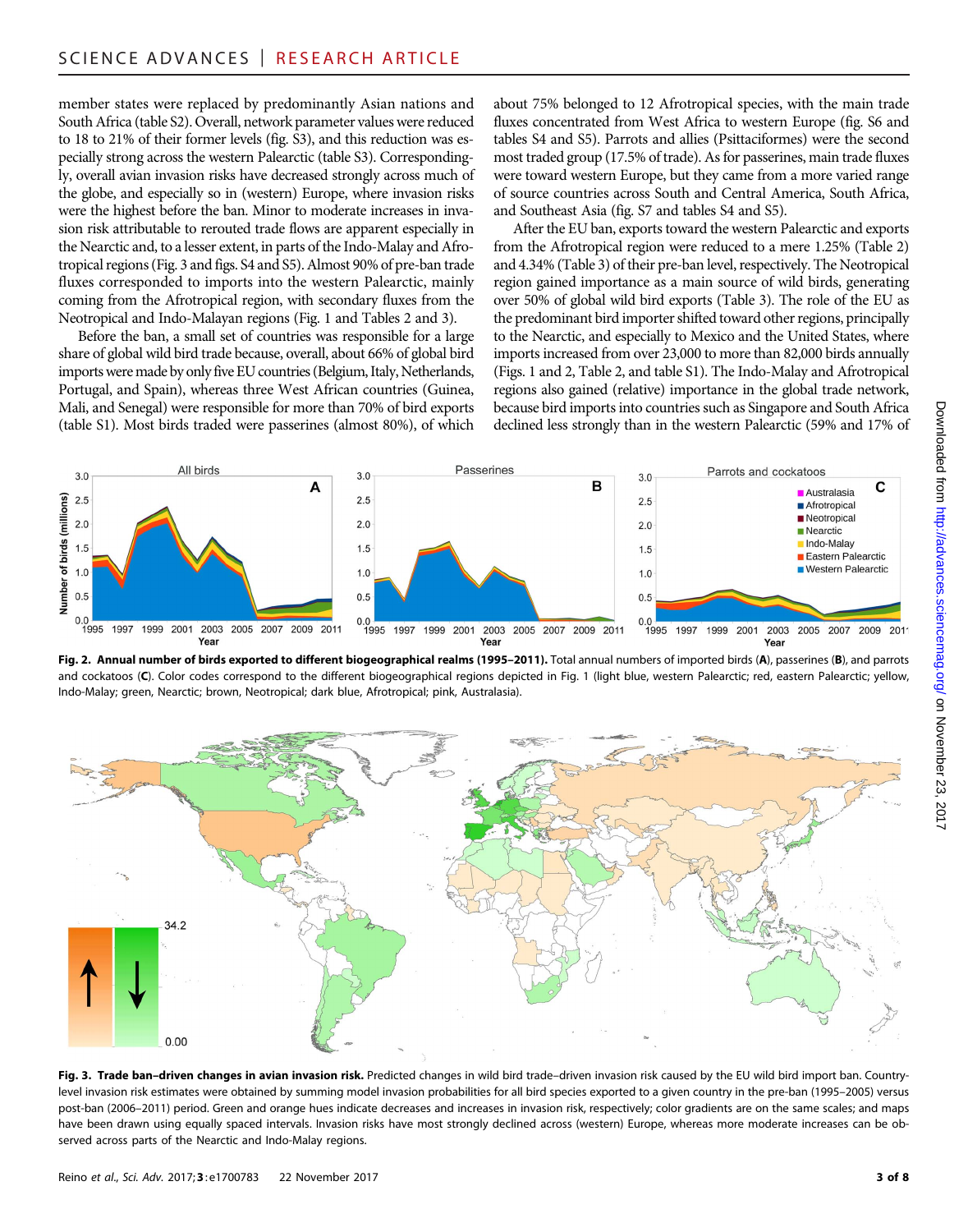member states were replaced by predominantly Asian nations and South Africa (table S2). Overall, network parameter values were reduced to 18 to 21% of their former levels (fig. S3), and this reduction was especially strong across the western Palearctic (table S3). Correspondingly, overall avian invasion risks have decreased strongly across much of the globe, and especially so in (western) Europe, where invasion risks were the highest before the ban. Minor to moderate increases in invasion risk attributable to rerouted trade flows are apparent especially in the Nearctic and, to a lesser extent, in parts of the Indo-Malay and Afrotropical regions (Fig. 3 and figs. S4 and S5). Almost 90% of pre-ban trade fluxes corresponded to imports into the western Palearctic, mainly coming from the Afrotropical region, with secondary fluxes from the Neotropical and Indo-Malayan regions (Fig. 1 and Tables 2 and 3).

Before the ban, a small set of countries was responsible for a large share of global wild bird trade because, overall, about 66% of global bird imports were made by only five EU countries (Belgium, Italy, Netherlands, Portugal, and Spain), whereas three West African countries (Guinea, Mali, and Senegal) were responsible for more than 70% of bird exports (table S1). Most birds traded were passerines (almost 80%), of which about 75% belonged to 12 Afrotropical species, with the main trade fluxes concentrated from West Africa to western Europe (fig. S6 and tables S4 and S5). Parrots and allies (Psittaciformes) were the second most traded group (17.5% of trade). As for passerines, main trade fluxes were toward western Europe, but they came from a more varied range of source countries across South and Central America, South Africa, and Southeast Asia (fig. S7 and tables S4 and S5).

After the EU ban, exports toward the western Palearctic and exports from the Afrotropical region were reduced to a mere 1.25% (Table 2) and 4.34% (Table 3) of their pre-ban level, respectively. The Neotropical region gained importance as a main source of wild birds, generating over 50% of global wild bird exports (Table 3). The role of the EU as the predominant bird importer shifted toward other regions, principally to the Nearctic, and especially to Mexico and the United States, where imports increased from over 23,000 to more than 82,000 birds annually (Figs. 1 and 2, Table 2, and table S1). The Indo-Malay and Afrotropical regions also gained (relative) importance in the global trade network, because bird imports into countries such as Singapore and South Africa declined less strongly than in the western Palearctic (59% and 17% of

**Fig. 2. Annual number of birds exported to different biogeographical realms (1995–2011).** Total annual numbers of imported birds (**A**), passerines (**B**), and parrots and cockatoos (**C**). Color codes correspond to the different biogeographical regions depicted in Fig. 1 (light blue, western Palearctic; red, eastern Palearctic; yellow, Indo-Malay; green, Nearctic; brown, Neotropical; dark blue, Afrotropical; pink, Australasia).

**Fig. 3. Trade ban–driven changes in avian invasion risk.** Predicted changes in wild bird trade–driven invasion risk caused by the EU wild bird import ban. Country-level invasion risk estimates were obtained by summing model invasion probabilities for all bird species exported to a given country in the pre-ban (1995–2005) versus post-ban (2006–2011) period. Green and orange hues indicate decreases and increases in invasion risk, respectively; color gradients are on the same scales; and maps have been drawn using equally spaced intervals. Invasion risks have most strongly declined across (western) Europe, whereas more moderate increases can be observed across parts of the Nearctic and Indo-Malay regions.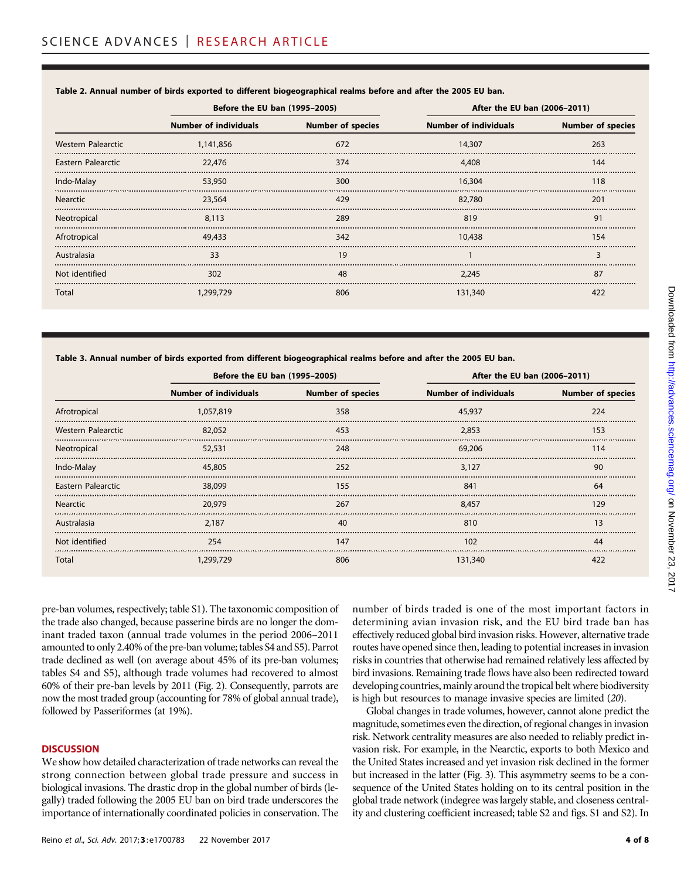**Table 2. Annual number of birds exported to different biogeographical realms before and after the 2005 EU ban.**

| | Before the EU ban (1995–2005) | | After the EU ban (2006–2011) | |
|---|---|---|---|---|
| | Number of individuals | Number of species | Number of individuals | Number of species |
| Western Palearctic | 1,141,856 | 672 | 14,307 | 263 |
| Eastern Palearctic | 22,476 | 374 | 4,408 | 144 |
| Indo-Malay | 53,950 | 300 | 16,304 | 118 |
| Nearctic | 23,564 | 429 | 82,780 | 201 |
| Neotropical | 8,113 | 289 | 819 | 91 |
| Afrotropical | 49,433 | 342 | 10,438 | 154 |
| Australasia | 33 | 19 | 1 | 3 |
| Not identified | 302 | 48 | 2,245 | 87 |
| Total | 1,299,729 | 806 | 131,340 | 422 |

**Table 3. Annual number of birds exported from different biogeographical realms before and after the 2005 EU ban.**

| | Before the EU ban (1995–2005) | | After the EU ban (2006–2011) | |
|---|---|---|---|---|
| | Number of individuals | Number of species | Number of individuals | Number of species |
| Afrotropical | 1,057,819 | 358 | 45,937 | 224 |
| Western Palearctic | 82,052 | 453 | 2,853 | 153 |
| Neotropical | 52,531 | 248 | 69,206 | 114 |
| Indo-Malay | 45,805 | 252 | 3,127 | 90 |
| Eastern Palearctic | 38,099 | 155 | 841 | 64 |
| Nearctic | 20,979 | 267 | 8,457 | 129 |
| Australasia | 2,187 | 40 | 810 | 13 |
| Not identified | 254 | 147 | 102 | 44 |
| Total | 1,299,729 | 806 | 131,340 | 422 |

pre-ban volumes, respectively; table S1). The taxonomic composition of the trade also changed, because passerine birds are no longer the dominant traded taxon (annual trade volumes in the period 2006–2011 amounted to only 2.40% of the pre-ban volume; tables S4 and S5). Parrot trade declined as well (on average about 45% of its pre-ban volumes; tables S4 and S5), although trade volumes had recovered to almost 60% of their pre-ban levels by 2011 (Fig. 2). Consequently, parrots are now the most traded group (accounting for 78% of global annual trade), followed by Passeriformes (at 19%).

## DISCUSSION

We show how detailed characterization of trade networks can reveal the strong connection between global trade pressure and success in biological invasions. The drastic drop in the global number of birds (legally) traded following the 2005 EU ban on bird trade underscores the importance of internationally coordinated policies in conservation. The number of birds traded is one of the most important factors in determining avian invasion risk, and the EU bird trade ban has effectively reduced global bird invasion risks. However, alternative trade routes have opened since then, leading to potential increases in invasion risks in countries that otherwise had remained relatively less affected by bird invasions. Remaining trade flows have also been redirected toward developing countries, mainly around the tropical belt where biodiversity is high but resources to manage invasive species are limited (*20*).

Global changes in trade volumes, however, cannot alone predict the magnitude, sometimes even the direction, of regional changes in invasion risk. Network centrality measures are also needed to reliably predict invasion risk. For example, in the Nearctic, exports to both Mexico and the United States increased and yet invasion risk declined in the former but increased in the latter (Fig. 3). This asymmetry seems to be a consequence of the United States holding on to its central position in the global trade network (indegree was largely stable, and closeness centrality and clustering coefficient increased; table S2 and figs. S1 and S2). In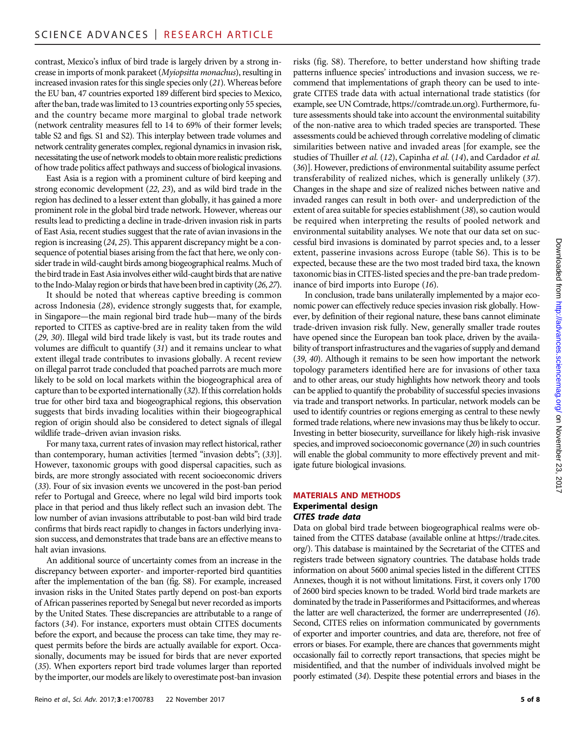contrast, Mexico's influx of bird trade is largely driven by a strong increase in imports of monk parakeet (*Myiopsitta monachus*), resulting in increased invasion rates for this single species only (*21*). Whereas before the EU ban, 47 countries exported 189 different bird species to Mexico, after the ban, trade was limited to 13 countries exporting only 55 species, and the country became more marginal to global trade network (network centrality measures fell to 14 to 69% of their former levels; table S2 and figs. S1 and S2). This interplay between trade volumes and network centrality generates complex, regional dynamics in invasion risk, necessitating the use of network models to obtain more realistic predictions of how trade politics affect pathways and success of biological invasions.

East Asia is a region with a prominent culture of bird keeping and strong economic development (*22*, *23*), and as wild bird trade in the region has declined to a lesser extent than globally, it has gained a more prominent role in the global bird trade network. However, whereas our results lead to predicting a decline in trade-driven invasion risk in parts of East Asia, recent studies suggest that the rate of avian invasions in the region is increasing (*24*, *25*). This apparent discrepancy might be a consequence of potential biases arising from the fact that here, we only consider trade in wild-caught birds among biogeographical realms. Much of the bird trade in East Asia involves either wild-caught birds that are native to the Indo-Malay region or birds that have been bred in captivity (*26*, *27*).

It should be noted that whereas captive breeding is common across Indonesia (*28*), evidence strongly suggests that, for example, in Singapore—the main regional bird trade hub—many of the birds reported to CITES as captive-bred are in reality taken from the wild (*29*, *30*). Illegal wild bird trade likely is vast, but its trade routes and volumes are difficult to quantify (*31*) and it remains unclear to what extent illegal trade contributes to invasions globally. A recent review on illegal parrot trade concluded that poached parrots are much more likely to be sold on local markets within the biogeographical area of capture than to be exported internationally (*32*). If this correlation holds true for other bird taxa and biogeographical regions, this observation suggests that birds invading localities within their biogeographical region of origin should also be considered to detect signals of illegal wildlife trade–driven avian invasion risks.

For many taxa, current rates of invasion may reflect historical, rather than contemporary, human activities [termed "invasion debts"; (*33*)]. However, taxonomic groups with good dispersal capacities, such as birds, are more strongly associated with recent socioeconomic drivers (*33*). Four of six invasion events we uncovered in the post-ban period refer to Portugal and Greece, where no legal wild bird imports took place in that period and thus likely reflect such an invasion debt. The low number of avian invasions attributable to post-ban wild bird trade confirms that birds react rapidly to changes in factors underlying invasion success, and demonstrates that trade bans are an effective means to halt avian invasions.

An additional source of uncertainty comes from an increase in the discrepancy between exporter- and importer-reported bird quantities after the implementation of the ban (fig. S8). For example, increased invasion risks in the United States partly depend on post-ban exports of African passerines reported by Senegal but never recorded as imports by the United States. These discrepancies are attributable to a range of factors (*34*). For instance, exporters must obtain CITES documents before the export, and because the process can take time, they may request permits before the birds are actually available for export. Occasionally, documents may be issued for birds that are never exported (*35*). When exporters report bird trade volumes larger than reported by the importer, our models are likely to overestimate post-ban invasion risks (fig. S8). Therefore, to better understand how shifting trade patterns influence species' introductions and invasion success, we recommend that implementations of graph theory can be used to integrate CITES trade data with actual international trade statistics (for example, see UN Comtrade, https://comtrade.un.org). Furthermore, future assessments should take into account the environmental suitability of the non-native area to which traded species are transported. These assessments could be achieved through correlative modeling of climatic similarities between native and invaded areas [for example, see the studies of Thuiller *et al.* (*12*), Capinha *et al.* (*14*), and Cardador *et al.* (*36*)]. However, predictions of environmental suitability assume perfect transferability of realized niches, which is generally unlikely (*37*). Changes in the shape and size of realized niches between native and invaded ranges can result in both over- and underprediction of the extent of area suitable for species establishment (*38*), so caution would be required when interpreting the results of pooled network and environmental suitability analyses. We note that our data set on successful bird invasions is dominated by parrot species and, to a lesser extent, passerine invasions across Europe (table S6). This is to be expected, because these are the two most traded bird taxa, the known taxonomic bias in CITES-listed species and the pre-ban trade predominance of bird imports into Europe (*16*).

In conclusion, trade bans unilaterally implemented by a major economic power can effectively reduce species invasion risk globally. However, by definition of their regional nature, these bans cannot eliminate trade-driven invasion risk fully. New, generally smaller trade routes have opened since the European ban took place, driven by the availability of transport infrastructures and the vagaries of supply and demand (*39*, *40*). Although it remains to be seen how important the network topology parameters identified here are for invasions of other taxa and to other areas, our study highlights how network theory and tools can be applied to quantify the probability of successful species invasions via trade and transport networks. In particular, network models can be used to identify countries or regions emerging as central to these newly formed trade relations, where new invasions may thus be likely to occur. Investing in better biosecurity, surveillance for likely high-risk invasive species, and improved socioeconomic governance (*20*) in such countries will enable the global community to more effectively prevent and mitigate future biological invasions.

## MATERIALS AND METHODS

### Experimental design

#### *CITES trade data*

Data on global bird trade between biogeographical realms were obtained from the CITES database (available online at https://trade.cites.org/). This database is maintained by the Secretariat of the CITES and registers trade between signatory countries. The database holds trade information on about 5600 animal species listed in the different CITES Annexes, though it is not without limitations. First, it covers only 1700 of 2600 bird species known to be traded. World bird trade markets are dominated by the trade in Passeriformes and Psittaciformes, and whereas the latter are well characterized, the former are underrepresented (*16*). Second, CITES relies on information communicated by governments of exporter and importer countries, and data are, therefore, not free of errors or biases. For example, there are chances that governments might occasionally fail to correctly report transactions, that species might be misidentified, and that the number of individuals involved might be poorly estimated (*34*). Despite these potential errors and biases in the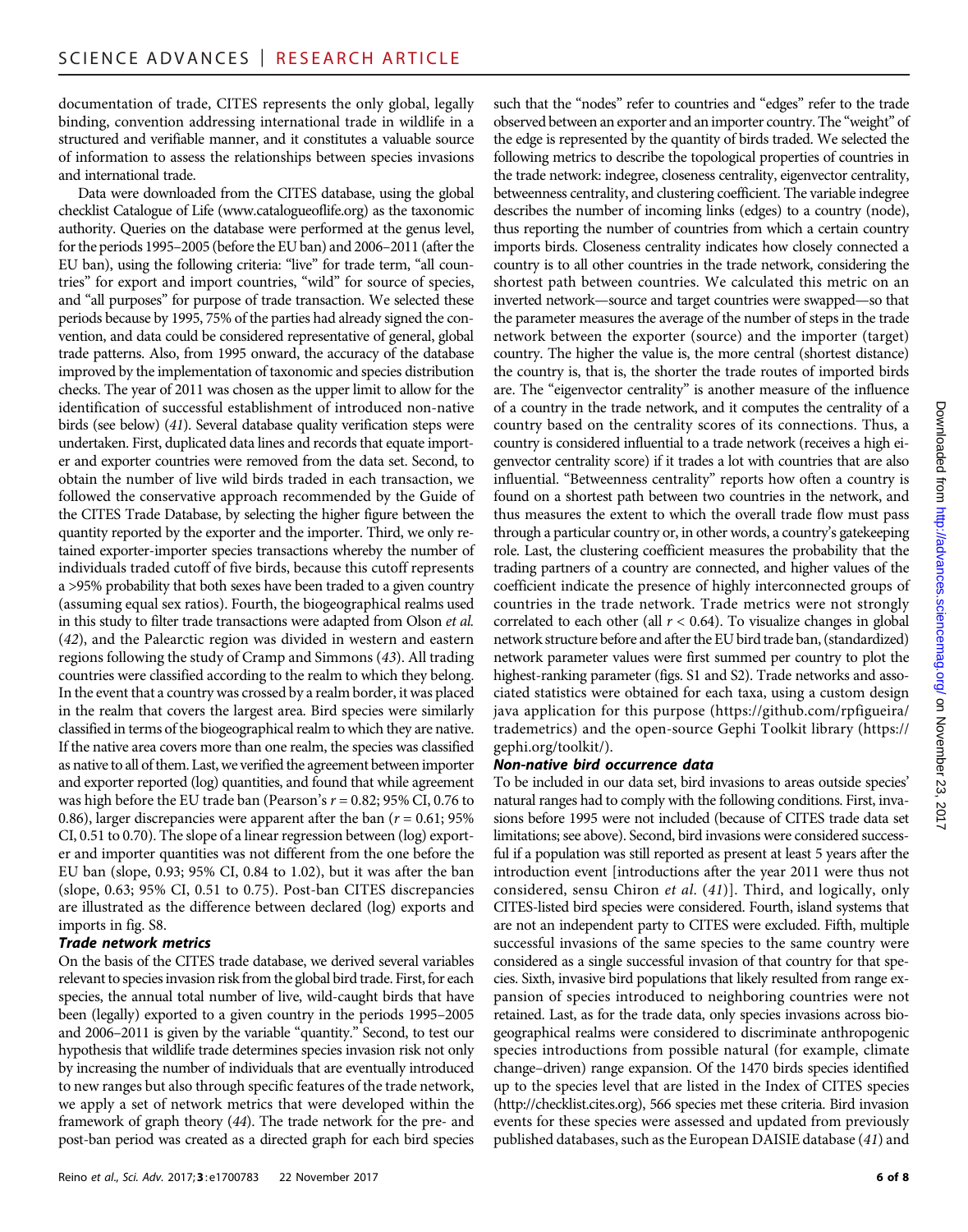documentation of trade, CITES represents the only global, legally binding, convention addressing international trade in wildlife in a structured and verifiable manner, and it constitutes a valuable source of information to assess the relationships between species invasions and international trade.

Data were downloaded from the CITES database, using the global checklist Catalogue of Life (www.catalogueoflife.org) as the taxonomic authority. Queries on the database were performed at the genus level, for the periods 1995–2005 (before the EU ban) and 2006–2011 (after the EU ban), using the following criteria: "live" for trade term, "all countries" for export and import countries, "wild" for source of species, and "all purposes" for purpose of trade transaction. We selected these periods because by 1995, 75% of the parties had already signed the convention, and data could be considered representative of general, global trade patterns. Also, from 1995 onward, the accuracy of the database improved by the implementation of taxonomic and species distribution checks. The year of 2011 was chosen as the upper limit to allow for the identification of successful establishment of introduced non-native birds (see below) (41). Several database quality verification steps were undertaken. First, duplicated data lines and records that equate importer and exporter countries were removed from the data set. Second, to obtain the number of live wild birds traded in each transaction, we followed the conservative approach recommended by the Guide of the CITES Trade Database, by selecting the higher figure between the quantity reported by the exporter and the importer. Third, we only retained exporter-importer species transactions whereby the number of individuals traded cutoff of five birds, because this cutoff represents a >95% probability that both sexes have been traded to a given country (assuming equal sex ratios). Fourth, the biogeographical realms used in this study to filter trade transactions were adapted from Olson *et al.* (42), and the Palearctic region was divided in western and eastern regions following the study of Cramp and Simmons (43). All trading countries were classified according to the realm to which they belong. In the event that a country was crossed by a realm border, it was placed in the realm that covers the largest area. Bird species were similarly classified in terms of the biogeographical realm to which they are native. If the native area covers more than one realm, the species was classified as native to all of them. Last, we verified the agreement between importer and exporter reported (log) quantities, and found that while agreement was high before the EU trade ban (Pearson's $r = 0.82$; 95% CI, 0.76 to 0.86), larger discrepancies were apparent after the ban ($r = 0.61$; 95% CI, 0.51 to 0.70). The slope of a linear regression between (log) exporter and importer quantities was not different from the one before the EU ban (slope, 0.93; 95% CI, 0.84 to 1.02), but it was after the ban (slope, 0.63; 95% CI, 0.51 to 0.75). Post-ban CITES discrepancies are illustrated as the difference between declared (log) exports and imports in fig. S8.

### *Trade network metrics*

On the basis of the CITES trade database, we derived several variables relevant to species invasion risk from the global bird trade. First, for each species, the annual total number of live, wild-caught birds that have been (legally) exported to a given country in the periods 1995–2005 and 2006–2011 is given by the variable "quantity." Second, to test our hypothesis that wildlife trade determines species invasion risk not only by increasing the number of individuals that are eventually introduced to new ranges but also through specific features of the trade network, we apply a set of network metrics that were developed within the framework of graph theory (44). The trade network for the pre- and post-ban period was created as a directed graph for each bird species such that the "nodes" refer to countries and "edges" refer to the trade observed between an exporter and an importer country. The "weight" of the edge is represented by the quantity of birds traded. We selected the following metrics to describe the topological properties of countries in the trade network: indegree, closeness centrality, eigenvector centrality, betweenness centrality, and clustering coefficient. The variable indegree describes the number of incoming links (edges) to a country (node), thus reporting the number of countries from which a certain country imports birds. Closeness centrality indicates how closely connected a country is to all other countries in the trade network, considering the shortest path between countries. We calculated this metric on an inverted network—source and target countries were swapped—so that the parameter measures the average of the number of steps in the trade network between the exporter (source) and the importer (target) country. The higher the value is, the more central (shortest distance) the country is, that is, the shorter the trade routes of imported birds are. The "eigenvector centrality" is another measure of the influence of a country in the trade network, and it computes the centrality of a country based on the centrality scores of its connections. Thus, a country is considered influential to a trade network (receives a high eigenvector centrality score) if it trades a lot with countries that are also influential. "Betweenness centrality" reports how often a country is found on a shortest path between two countries in the network, and thus measures the extent to which the overall trade flow must pass through a particular country or, in other words, a country's gatekeeping role. Last, the clustering coefficient measures the probability that the trading partners of a country are connected, and higher values of the coefficient indicate the presence of highly interconnected groups of countries in the trade network. Trade metrics were not strongly correlated to each other (all $r < 0.64$). To visualize changes in global network structure before and after the EU bird trade ban, (standardized) network parameter values were first summed per country to plot the highest-ranking parameter (figs. S1 and S2). Trade networks and associated statistics were obtained for each taxa, using a custom design java application for this purpose (https://github.com/rpfigueira/trademetrics) and the open-source Gephi Toolkit library (https://gephi.org/toolkit/).

### *Non-native bird occurrence data*

To be included in our data set, bird invasions to areas outside species' natural ranges had to comply with the following conditions. First, invasions before 1995 were not included (because of CITES trade data set limitations; see above). Second, bird invasions were considered successful if a population was still reported as present at least 5 years after the introduction event [introductions after the year 2011 were thus not considered, sensu Chiron *et al.* (41)]. Third, and logically, only CITES-listed bird species were considered. Fourth, island systems that are not an independent party to CITES were excluded. Fifth, multiple successful invasions of the same species to the same country were considered as a single successful invasion of that country for that species. Sixth, invasive bird populations that likely resulted from range expansion of species introduced to neighboring countries were not retained. Last, as for the trade data, only species invasions across biogeographical realms were considered to discriminate anthropogenic species introductions from possible natural (for example, climate change–driven) range expansion. Of the 1470 birds species identified up to the species level that are listed in the Index of CITES species (http://checklist.cites.org), 566 species met these criteria. Bird invasion events for these species were assessed and updated from previously published databases, such as the European DAISIE database (41) and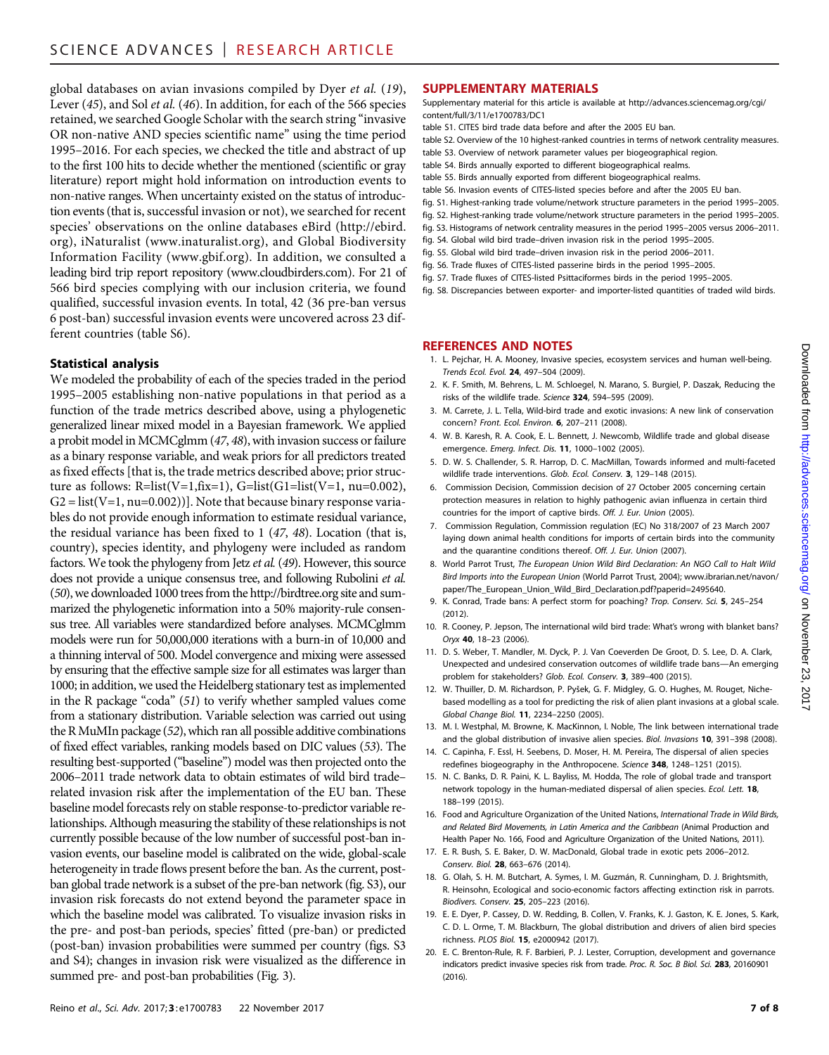global databases on avian invasions compiled by Dyer *et al.* (19), Lever (45), and Sol *et al.* (46). In addition, for each of the 566 species retained, we searched Google Scholar with the search string "invasive OR non-native AND species scientific name" using the time period 1995–2016. For each species, we checked the title and abstract of up to the first 100 hits to decide whether the mentioned (scientific or gray literature) report might hold information on introduction events to non-native ranges. When uncertainty existed on the status of introduction events (that is, successful invasion or not), we searched for recent species' observations on the online databases eBird (http://ebird.org), iNaturalist (www.inaturalist.org), and Global Biodiversity Information Facility (www.gbif.org). In addition, we consulted a leading bird trip report repository (www.cloudbirders.com). For 21 of 566 bird species complying with our inclusion criteria, we found qualified, successful invasion events. In total, 42 (36 pre-ban versus 6 post-ban) successful invasion events were uncovered across 23 different countries (table S6).

### Statistical analysis

We modeled the probability of each of the species traded in the period 1995–2005 establishing non-native populations in that period as a function of the trade metrics described above, using a phylogenetic generalized linear mixed model in a Bayesian framework. We applied a probit model in MCMCglmm (47, 48), with invasion success or failure as a binary response variable, and weak priors for all predictors treated as fixed effects [that is, the trade metrics described above; prior structure as follows: R=list(V=1,fix=1), G=list(G1=list(V=1, nu=0.002), G2 = list(V=1, nu=0.002))]. Note that because binary response variables do not provide enough information to estimate residual variance, the residual variance has been fixed to 1 (47, 48). Location (that is, country), species identity, and phylogeny were included as random factors. We took the phylogeny from Jetz *et al.* (49). However, this source does not provide a unique consensus tree, and following Rubolini *et al.* (50), we downloaded 1000 trees from the http://birdtree.org site and summarized the phylogenetic information into a 50% majority-rule consensus tree. All variables were standardized before analyses. MCMCglmm models were run for 50,000,000 iterations with a burn-in of 10,000 and a thinning interval of 500. Model convergence and mixing were assessed by ensuring that the effective sample size for all estimates was larger than 1000; in addition, we used the Heidelberg stationary test as implemented in the R package "coda" (51) to verify whether sampled values come from a stationary distribution. Variable selection was carried out using the R MuMIn package (52), which ran all possible additive combinations of fixed effect variables, ranking models based on DIC values (53). The resulting best-supported ("baseline") model was then projected onto the 2006–2011 trade network data to obtain estimates of wild bird trade–related invasion risk after the implementation of the EU ban. These baseline model forecasts rely on stable response-to-predictor variable relationships. Although measuring the stability of these relationships is not currently possible because of the low number of successful post-ban invasion events, our baseline model is calibrated on the wide, global-scale heterogeneity in trade flows present before the ban. As the current, post-ban global trade network is a subset of the pre-ban network (fig. S3), our invasion risk forecasts do not extend beyond the parameter space in which the baseline model was calibrated. To visualize invasion risks in the pre- and post-ban periods, species' fitted (pre-ban) or predicted (post-ban) invasion probabilities were summed per country (figs. S3 and S4); changes in invasion risk were visualized as the difference in summed pre- and post-ban probabilities (Fig. 3).

## SUPPLEMENTARY MATERIALS

Supplementary material for this article is available at http://advances.sciencemag.org/cgi/content/full/3/11/e1700783/DC1

table S1. CITES bird trade data before and after the 2005 EU ban.
table S2. Overview of the 10 highest-ranked countries in terms of network centrality measures.
table S3. Overview of network parameter values per biogeographical region.
table S4. Birds annually exported to different biogeographical realms.
table S5. Birds annually exported from different biogeographical realms.
table S6. Invasion events of CITES-listed species before and after the 2005 EU ban.
fig. S1. Highest-ranking trade volume/network structure parameters in the period 1995–2005.
fig. S2. Highest-ranking trade volume/network structure parameters in the period 1995–2005.
fig. S3. Histograms of network centrality measures in the period 1995–2005 versus 2006–2011.
fig. S4. Global wild bird trade–driven invasion risk in the period 1995–2005.
fig. S5. Global wild bird trade–driven invasion risk in the period 2006–2011.
fig. S6. Trade fluxes of CITES-listed passerine birds in the period 1995–2005.
fig. S7. Trade fluxes of CITES-listed Psittaciformes birds in the period 1995–2005.
fig. S8. Discrepancies between exporter- and importer-listed quantities of traded wild birds.

## REFERENCES AND NOTES

1. L. Pejchar, H. A. Mooney, Invasive species, ecosystem services and human well-being. *Trends Ecol. Evol.* **24**, 497–504 (2009).
2. K. F. Smith, M. Behrens, L. M. Schloegel, N. Marano, S. Burgiel, P. Daszak, Reducing the risks of the wildlife trade. *Science* **324**, 594–595 (2009).
3. M. Carrete, J. L. Tella, Wild-bird trade and exotic invasions: A new link of conservation concern? *Front. Ecol. Environ.* **6**, 207–211 (2008).
4. W. B. Karesh, R. A. Cook, E. L. Bennett, J. Newcomb, Wildlife trade and global disease emergence. *Emerg. Infect. Dis.* **11**, 1000–1002 (2005).
5. D. W. S. Challender, S. R. Harrop, D. C. MacMillan, Towards informed and multi-faceted wildlife trade interventions. *Glob. Ecol. Conserv.* **3**, 129–148 (2015).
6. Commission Decision, Commission decision of 27 October 2005 concerning certain protection measures in relation to highly pathogenic avian influenza in certain third countries for the import of captive birds. *Off. J. Eur. Union* (2005).
7. Commission Regulation, Commission regulation (EC) No 318/2007 of 23 March 2007 laying down animal health conditions for imports of certain birds into the community and the quarantine conditions thereof. *Off. J. Eur. Union* (2007).
8. World Parrot Trust, *The European Union Wild Bird Declaration: An NGO Call to Halt Wild Bird Imports into the European Union* (World Parrot Trust, 2004); www.ibrarian.net/navon/paper/The_European_Union_Wild_Bird_Declaration.pdf?paperid=2495640.
9. K. Conrad, Trade bans: A perfect storm for poaching? *Trop. Conserv. Sci.* **5**, 245–254 (2012).
10. R. Cooney, P. Jepson, The international wild bird trade: What's wrong with blanket bans? *Oryx* **40**, 18–23 (2006).
11. D. S. Weber, T. Mandler, M. Dyck, P. J. Van Coeverden De Groot, D. S. Lee, D. A. Clark, Unexpected and undesired conservation outcomes of wildlife trade bans—An emerging problem for stakeholders? *Glob. Ecol. Conserv.* **3**, 389–400 (2015).
12. W. Thuiller, D. M. Richardson, P. Pyšek, G. F. Midgley, G. O. Hughes, M. Rouget, Niche-based modelling as a tool for predicting the risk of alien plant invasions at a global scale. *Global Change Biol.* **11**, 2234–2250 (2005).
13. M. I. Westphal, M. Browne, K. MacKinnon, I. Noble, The link between international trade and the global distribution of invasive alien species. *Biol. Invasions* **10**, 391–398 (2008).
14. C. Capinha, F. Essl, H. Seebens, D. Moser, H. M. Pereira, The dispersal of alien species redefines biogeography in the Anthropocene. *Science* **348**, 1248–1251 (2015).
15. N. C. Banks, D. R. Paini, K. L. Bayliss, M. Hodda, The role of global trade and transport network topology in the human-mediated dispersal of alien species. *Ecol. Lett.* **18**, 188–199 (2015).
16. Food and Agriculture Organization of the United Nations, *International Trade in Wild Birds, and Related Bird Movements, in Latin America and the Caribbean* (Animal Production and Health Paper No. 166, Food and Agriculture Organization of the United Nations, 2011).
17. E. R. Bush, S. E. Baker, D. W. MacDonald, Global trade in exotic pets 2006–2012. *Conserv. Biol.* **28**, 663–676 (2014).
18. G. Olah, S. H. M. Butchart, A. Symes, I. M. Guzmán, R. Cunningham, D. J. Brightsmith, R. Heinsohn, Ecological and socio-economic factors affecting extinction risk in parrots. *Biodivers. Conserv.* **25**, 205–223 (2016).
19. E. E. Dyer, P. Cassey, D. W. Redding, B. Collen, V. Franks, K. J. Gaston, K. E. Jones, S. Kark, C. D. L. Orme, T. M. Blackburn, The global distribution and drivers of alien bird species richness. *PLOS Biol.* **15**, e2000942 (2017).
20. E. C. Brenton-Rule, R. F. Barbieri, P. J. Lester, Corruption, development and governance indicators predict invasive species risk from trade. *Proc. R. Soc. B Biol. Sci.* **283**, 20160901 (2016).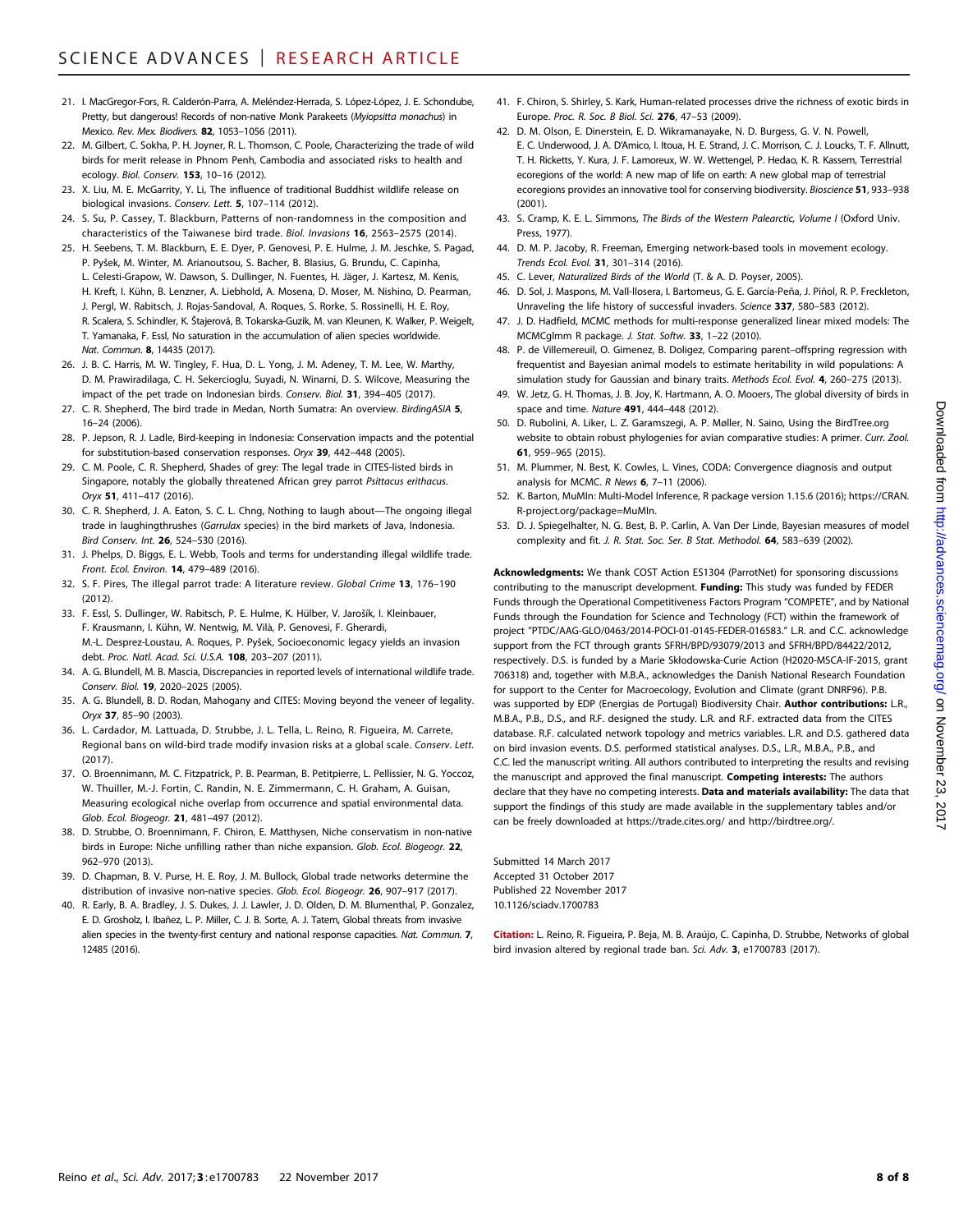21. I. MacGregor-Fors, R. Calderón-Parra, A. Meléndez-Herrada, S. López-López, J. E. Schondube, Pretty, but dangerous! Records of non-native Monk Parakeets (*Myiopsitta monachus*) in Mexico. *Rev. Mex. Biodivers.* **82**, 1053–1056 (2011).
22. M. Gilbert, C. Sokha, P. H. Joyner, R. L. Thomson, C. Poole, Characterizing the trade of wild birds for merit release in Phnom Penh, Cambodia and associated risks to health and ecology. *Biol. Conserv.* **153**, 10–16 (2012).
23. X. Liu, M. E. McGarrity, Y. Li, The influence of traditional Buddhist wildlife release on biological invasions. *Conserv. Lett.* **5**, 107–114 (2012).
24. S. Su, P. Cassey, T. Blackburn, Patterns of non-randomness in the composition and characteristics of the Taiwanese bird trade. *Biol. Invasions* **16**, 2563–2575 (2014).
25. H. Seebens, T. M. Blackburn, E. E. Dyer, P. Genovesi, P. E. Hulme, J. M. Jeschke, S. Pagad, P. Pyšek, M. Winter, M. Arianoutsou, S. Bacher, B. Blasius, G. Brundu, C. Capinha, L. Celesti-Grapow, W. Dawson, S. Dullinger, N. Fuentes, H. Jäger, J. Kartesz, M. Kenis, H. Kreft, I. Kühn, B. Lenzner, A. Liebhold, A. Mosena, D. Moser, M. Nishino, D. Pearman, J. Pergl, W. Rabitsch, J. Rojas-Sandoval, A. Roques, S. Rorke, S. Rossinelli, H. E. Roy, R. Scalera, S. Schindler, K. Štajerová, B. Tokarska-Guzik, M. van Kleunen, K. Walker, P. Weigelt, T. Yamanaka, F. Essl, No saturation in the accumulation of alien species worldwide. *Nat. Commun.* **8**, 14435 (2017).
26. J. B. C. Harris, M. W. Tingley, F. Hua, D. L. Yong, J. M. Adeney, T. M. Lee, W. Marthy, D. M. Prawiradilaga, C. H. Sekercioglu, Suyadi, N. Winarni, D. S. Wilcove, Measuring the impact of the pet trade on Indonesian birds. *Conserv. Biol.* **31**, 394–405 (2017).
27. C. R. Shepherd, The bird trade in Medan, North Sumatra: An overview. *BirdingASIA* **5**, 16–24 (2006).
28. P. Jepson, R. J. Ladle, Bird-keeping in Indonesia: Conservation impacts and the potential for substitution-based conservation responses. *Oryx* **39**, 442–448 (2005).
29. C. M. Poole, C. R. Shepherd, Shades of grey: The legal trade in CITES-listed birds in Singapore, notably the globally threatened African grey parrot *Psittacus erithacus*. *Oryx* **51**, 411–417 (2016).
30. C. R. Shepherd, J. A. Eaton, S. C. L. Chng, Nothing to laugh about—The ongoing illegal trade in laughingthrushes (*Garrulax* species) in the bird markets of Java, Indonesia. *Bird Conserv. Int.* **26**, 524–530 (2016).
31. J. Phelps, D. Biggs, E. L. Webb, Tools and terms for understanding illegal wildlife trade. *Front. Ecol. Environ.* **14**, 479–489 (2016).
32. S. F. Pires, The illegal parrot trade: A literature review. *Global Crime* **13**, 176–190 (2012).
33. F. Essl, S. Dullinger, W. Rabitsch, P. E. Hulme, K. Hülber, V. Jarošík, I. Kleinbauer, F. Krausmann, I. Kühn, W. Nentwig, M. Vilà, P. Genovesi, F. Gherardi, M.-L. Desprez-Loustau, A. Roques, P. Pyšek, Socioeconomic legacy yields an invasion debt. *Proc. Natl. Acad. Sci. U.S.A.* **108**, 203–207 (2011).
34. A. G. Blundell, M. B. Mascia, Discrepancies in reported levels of international wildlife trade. *Conserv. Biol.* **19**, 2020–2025 (2005).
35. A. G. Blundell, B. D. Rodan, Mahogany and CITES: Moving beyond the veneer of legality. *Oryx* **37**, 85–90 (2003).
36. L. Cardador, M. Lattuada, D. Strubbe, J. L. Tella, L. Reino, R. Figueira, M. Carrete, Regional bans on wild-bird trade modify invasion risks at a global scale. *Conserv. Lett.* (2017).
37. O. Broennimann, M. C. Fitzpatrick, P. B. Pearman, B. Petitpierre, L. Pellissier, N. G. Yoccoz, W. Thuiller, M.-J. Fortin, C. Randin, N. E. Zimmermann, C. H. Graham, A. Guisan, Measuring ecological niche overlap from occurrence and spatial environmental data. *Glob. Ecol. Biogeogr.* **21**, 481–497 (2012).
38. D. Strubbe, O. Broennimann, F. Chiron, E. Matthysen, Niche conservatism in non-native birds in Europe: Niche unfilling rather than niche expansion. *Glob. Ecol. Biogeogr.* **22**, 962–970 (2013).
39. D. Chapman, B. V. Purse, H. E. Roy, J. M. Bullock, Global trade networks determine the distribution of invasive non-native species. *Glob. Ecol. Biogeogr.* **26**, 907–917 (2017).
40. R. Early, B. A. Bradley, J. S. Dukes, J. J. Lawler, J. D. Olden, D. M. Blumenthal, P. Gonzalez, E. D. Grosholz, I. Ibañez, L. P. Miller, C. J. B. Sorte, A. J. Tatem, Global threats from invasive alien species in the twenty-first century and national response capacities. *Nat. Commun.* **7**, 12485 (2016).
41. F. Chiron, S. Shirley, S. Kark, Human-related processes drive the richness of exotic birds in Europe. *Proc. R. Soc. B Biol. Sci.* **276**, 47–53 (2009).
42. D. M. Olson, E. Dinerstein, E. D. Wikramanayake, N. D. Burgess, G. V. N. Powell, E. C. Underwood, J. A. D'Amico, I. Itoua, H. E. Strand, J. C. Morrison, C. J. Loucks, T. F. Allnutt, T. H. Ricketts, Y. Kura, J. F. Lamoreux, W. W. Wettengel, P. Hedao, K. R. Kassem, Terrestrial ecoregions of the world: A new map of life on earth: A new global map of terrestrial ecoregions provides an innovative tool for conserving biodiversity. *Bioscience* **51**, 933–938 (2001).
43. S. Cramp, K. E. L. Simmons, *The Birds of the Western Palearctic, Volume I* (Oxford Univ. Press, 1977).
44. D. M. P. Jacoby, R. Freeman, Emerging network-based tools in movement ecology. *Trends Ecol. Evol.* **31**, 301–314 (2016).
45. C. Lever, *Naturalized Birds of the World* (T. & A. D. Poyser, 2005).
46. D. Sol, J. Maspons, M. Vall-llosera, I. Bartomeus, G. E. García-Peña, J. Piñol, R. P. Freckleton, Unraveling the life history of successful invaders. *Science* **337**, 580–583 (2012).
47. J. D. Hadfield, MCMC methods for multi-response generalized linear mixed models: The MCMCglmm R package. *J. Stat. Softw.* **33**, 1–22 (2010).
48. P. de Villemereuil, O. Gimenez, B. Doligez, Comparing parent–offspring regression with frequentist and Bayesian animal models to estimate heritability in wild populations: A simulation study for Gaussian and binary traits. *Methods Ecol. Evol.* **4**, 260–275 (2013).
49. W. Jetz, G. H. Thomas, J. B. Joy, K. Hartmann, A. O. Mooers, The global diversity of birds in space and time. *Nature* **491**, 444–448 (2012).
50. D. Rubolini, A. Liker, L. Z. Garamszegi, A. P. Møller, N. Saino, Using the BirdTree.org website to obtain robust phylogenies for avian comparative studies: A primer. *Curr. Zool.* **61**, 959–965 (2015).
51. M. Plummer, N. Best, K. Cowles, L. Vines, CODA: Convergence diagnosis and output analysis for MCMC. *R News* **6**, 7–11 (2006).
52. K. Barton, MuMIn: Multi-Model Inference, R package version 1.15.6 (2016); https://CRAN.R-project.org/package=MuMIn.
53. D. J. Spiegelhalter, N. G. Best, B. P. Carlin, A. Van Der Linde, Bayesian measures of model complexity and fit. *J. R. Stat. Soc. Ser. B Stat. Methodol.* **64**, 583–639 (2002).

**Acknowledgments:** We thank COST Action ES1304 (ParrotNet) for sponsoring discussions contributing to the manuscript development. **Funding:** This study was funded by FEDER Funds through the Operational Competitiveness Factors Program "COMPETE", and by National Funds through the Foundation for Science and Technology (FCT) within the framework of project "PTDC/AAG-GLO/0463/2014-POCI-01-0145-FEDER-016583." L.R. and C.C. acknowledge support from the FCT through grants SFRH/BPD/93079/2013 and SFRH/BPD/84422/2012, respectively. D.S. is funded by a Marie Skłodowska-Curie Action (H2020-MSCA-IF-2015, grant 706318) and, together with M.B.A., acknowledges the Danish National Research Foundation for support to the Center for Macroecology, Evolution and Climate (grant DNRF96). P.B. was supported by EDP (Energias de Portugal) Biodiversity Chair. **Author contributions:** L.R., M.B.A., P.B., D.S., and R.F. designed the study. L.R. and R.F. extracted data from the CITES database. R.F. calculated network topology and metrics variables. L.R. and D.S. gathered data on bird invasion events. D.S. performed statistical analyses. D.S., L.R., M.B.A., P.B., and C.C. led the manuscript writing. All authors contributed to interpreting the results and revising the manuscript and approved the final manuscript. **Competing interests:** The authors declare that they have no competing interests. **Data and materials availability:** The data that support the findings of this study are made available in the supplementary tables and/or can be freely downloaded at https://trade.cites.org/ and http://birdtree.org/.

Submitted 14 March 2017
Accepted 31 October 2017
Published 22 November 2017
10.1126/sciadv.1700783

**Citation:** L. Reino, R. Figueira, P. Beja, M. B. Araújo, C. Capinha, D. Strubbe, Networks of global bird invasion altered by regional trade ban. *Sci. Adv.* **3**, e1700783 (2017).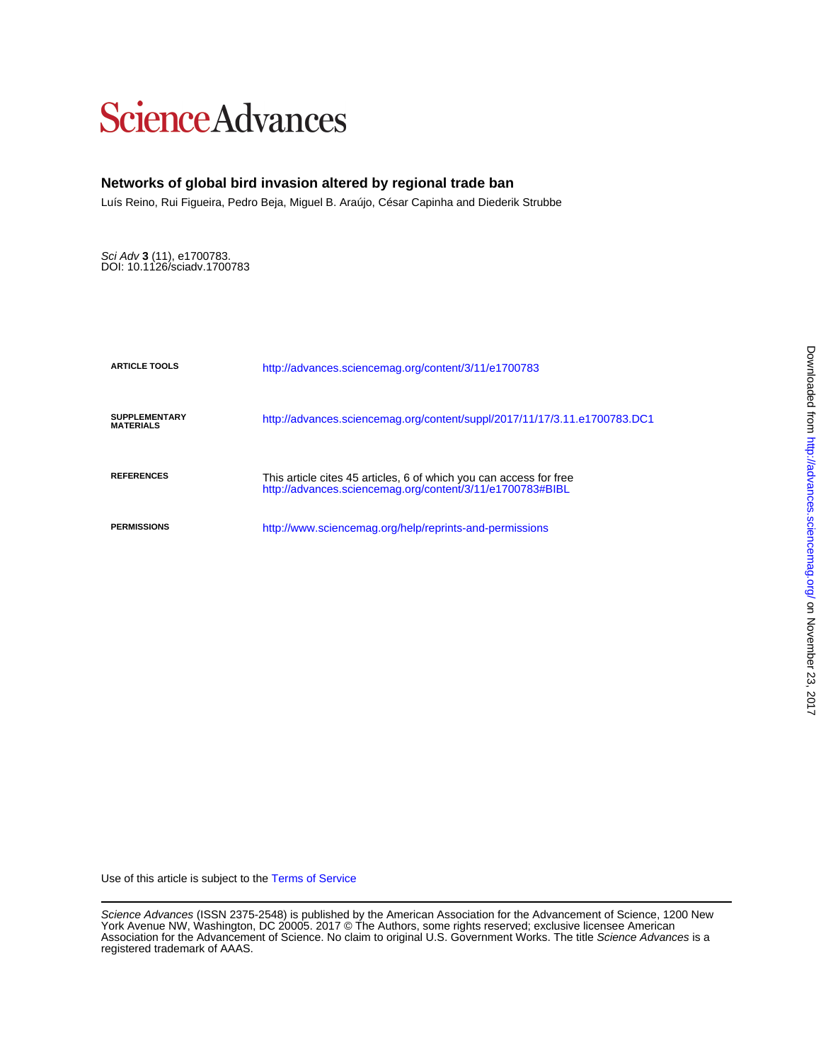# ScienceAdvances

## Networks of global bird invasion altered by regional trade ban

Luís Reino, Rui Figueira, Pedro Beja, Miguel B. Araújo, César Capinha and Diederik Strubbe

*Sci Adv* **3** (11), e1700783.
DOI: 10.1126/sciadv.1700783

| | |
|---|---|
| **ARTICLE TOOLS** | http://advances.sciencemag.org/content/3/11/e1700783 |
| **SUPPLEMENTARY MATERIALS** | http://advances.sciencemag.org/content/suppl/2017/11/17/3.11.e1700783.DC1 |
| **REFERENCES** | This article cites 45 articles, 6 of which you can access for free http://advances.sciencemag.org/content/3/11/e1700783#BIBL |
| **PERMISSIONS** | http://www.sciencemag.org/help/reprints-and-permissions |

Use of this article is subject to the Terms of Service

*Science Advances* (ISSN 2375-2548) is published by the American Association for the Advancement of Science, 1200 New York Avenue NW, Washington, DC 20005. 2017 © The Authors, some rights reserved; exclusive licensee American Association for the Advancement of Science. No claim to original U.S. Government Works. The title *Science Advances* is a registered trademark of AAAS.

Downloaded from http://advances.sciencemag.org/ on November 23, 2017